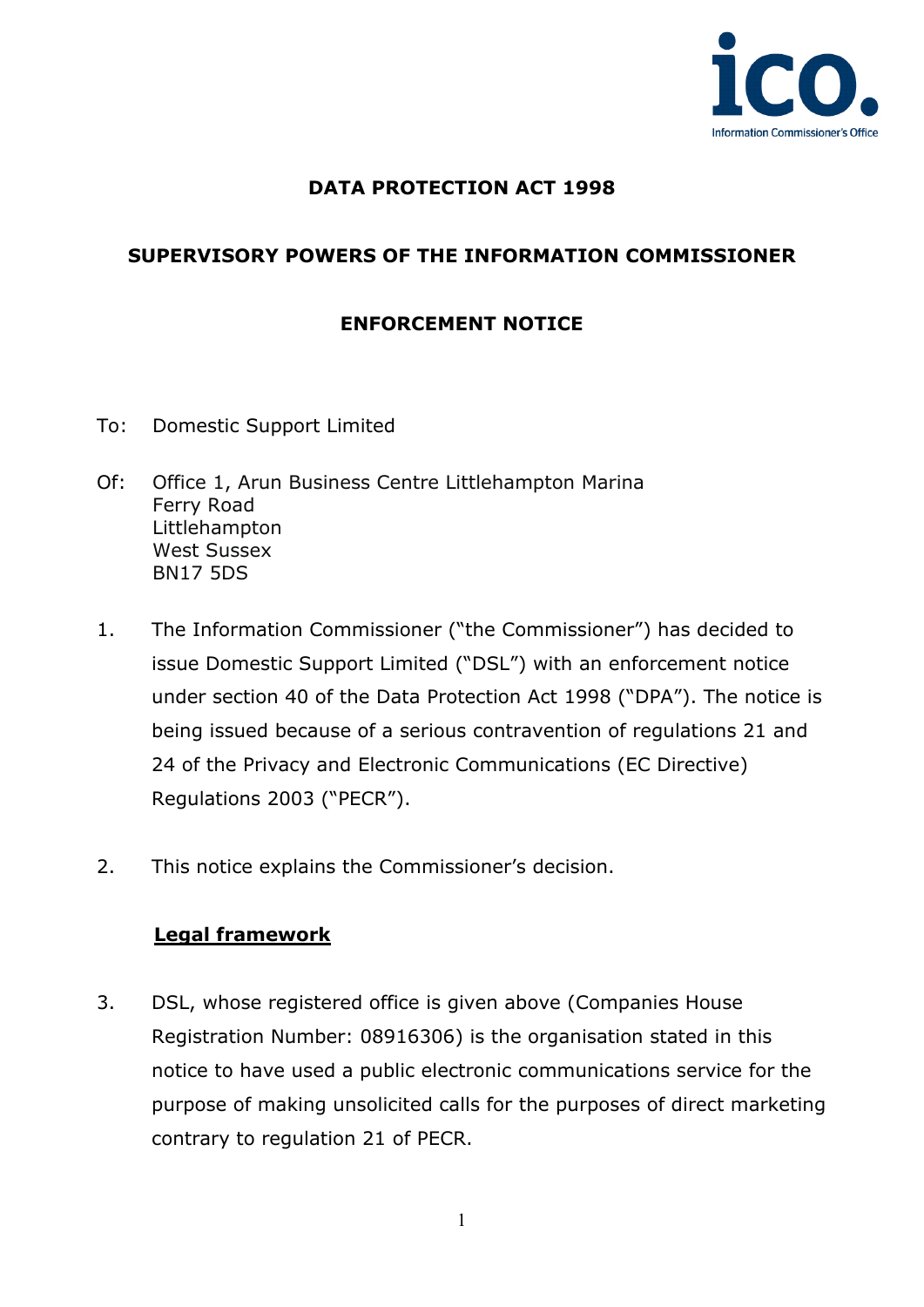**DATA PROTECTION ACT 1998**

**SUPERVISORY POWERS OF THE INFORMATION COMMISSIONER**

**ENFORCEMENT NOTICE**

To: Domestic Support Limited

Of: Office 1, Arun Business Centre Littlehampton Marina
Ferry Road
Littlehampton
West Sussex
BN17 5DS

1. The Information Commissioner ("the Commissioner") has decided to issue Domestic Support Limited ("DSL") with an enforcement notice under section 40 of the Data Protection Act 1998 ("DPA"). The notice is being issued because of a serious contravention of regulations 21 and 24 of the Privacy and Electronic Communications (EC Directive) Regulations 2003 ("PECR").

2. This notice explains the Commissioner's decision.

**Legal framework**

3. DSL, whose registered office is given above (Companies House Registration Number: 08916306) is the organisation stated in this notice to have used a public electronic communications service for the purpose of making unsolicited calls for the purposes of direct marketing contrary to regulation 21 of PECR.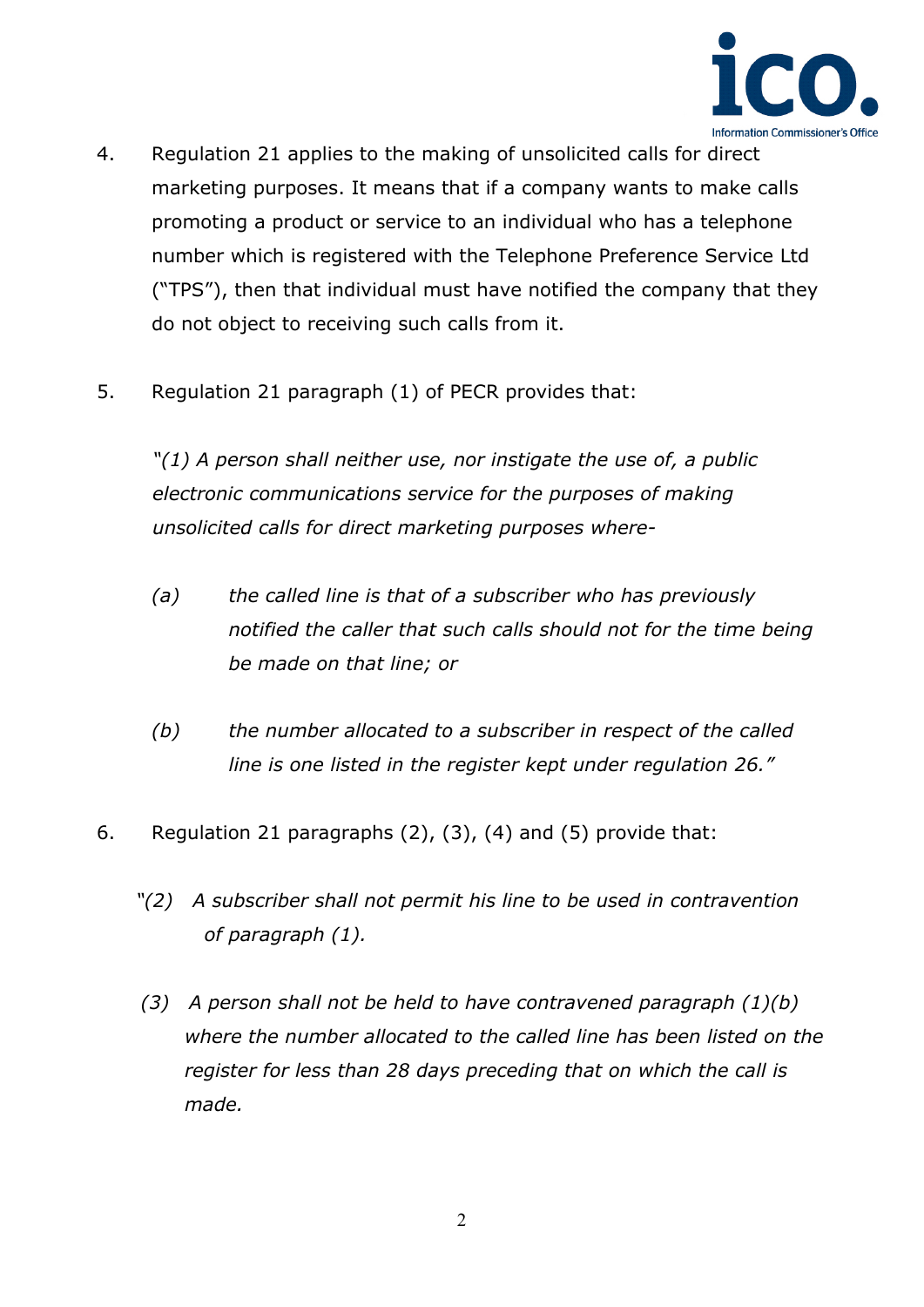4. Regulation 21 applies to the making of unsolicited calls for direct marketing purposes. It means that if a company wants to make calls promoting a product or service to an individual who has a telephone number which is registered with the Telephone Preference Service Ltd ("TPS"), then that individual must have notified the company that they do not object to receiving such calls from it.

5. Regulation 21 paragraph (1) of PECR provides that:

   *"(1) A person shall neither use, nor instigate the use of, a public electronic communications service for the purposes of making unsolicited calls for direct marketing purposes where-*

   *(a) the called line is that of a subscriber who has previously notified the caller that such calls should not for the time being be made on that line; or*

   *(b) the number allocated to a subscriber in respect of the called line is one listed in the register kept under regulation 26."*

6. Regulation 21 paragraphs (2), (3), (4) and (5) provide that:

   *"(2) A subscriber shall not permit his line to be used in contravention of paragraph (1).*

   *(3) A person shall not be held to have contravened paragraph (1)(b) where the number allocated to the called line has been listed on the register for less than 28 days preceding that on which the call is made.*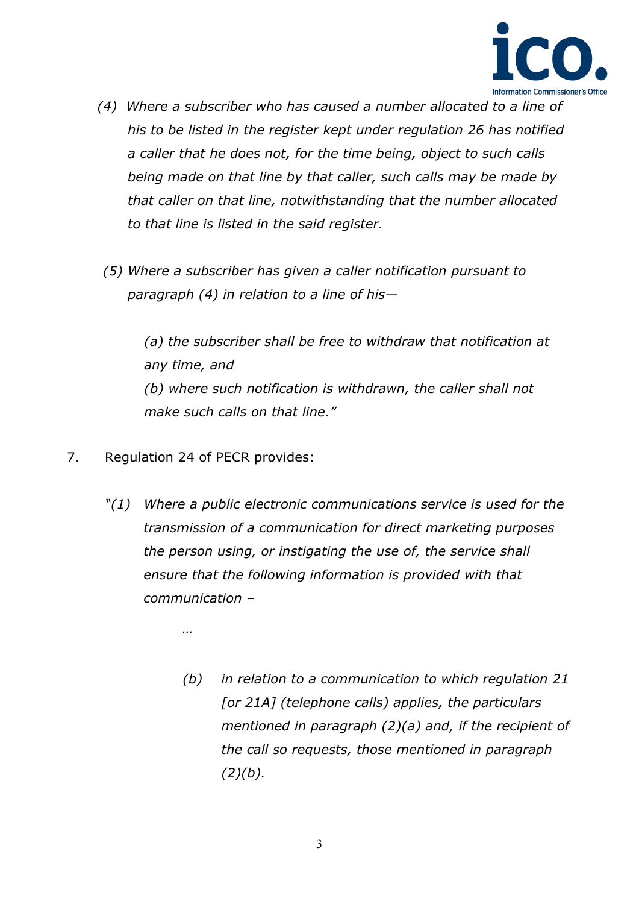*(4) Where a subscriber who has caused a number allocated to a line of his to be listed in the register kept under regulation 26 has notified a caller that he does not, for the time being, object to such calls being made on that line by that caller, such calls may be made by that caller on that line, notwithstanding that the number allocated to that line is listed in the said register.*

*(5) Where a subscriber has given a caller notification pursuant to paragraph (4) in relation to a line of his—*

*(a) the subscriber shall be free to withdraw that notification at any time, and*
*(b) where such notification is withdrawn, the caller shall not make such calls on that line."*

7. Regulation 24 of PECR provides:

*"(1) Where a public electronic communications service is used for the transmission of a communication for direct marketing purposes the person using, or instigating the use of, the service shall ensure that the following information is provided with that communication –*

*…*

*(b) in relation to a communication to which regulation 21 [or 21A] (telephone calls) applies, the particulars mentioned in paragraph (2)(a) and, if the recipient of the call so requests, those mentioned in paragraph (2)(b).*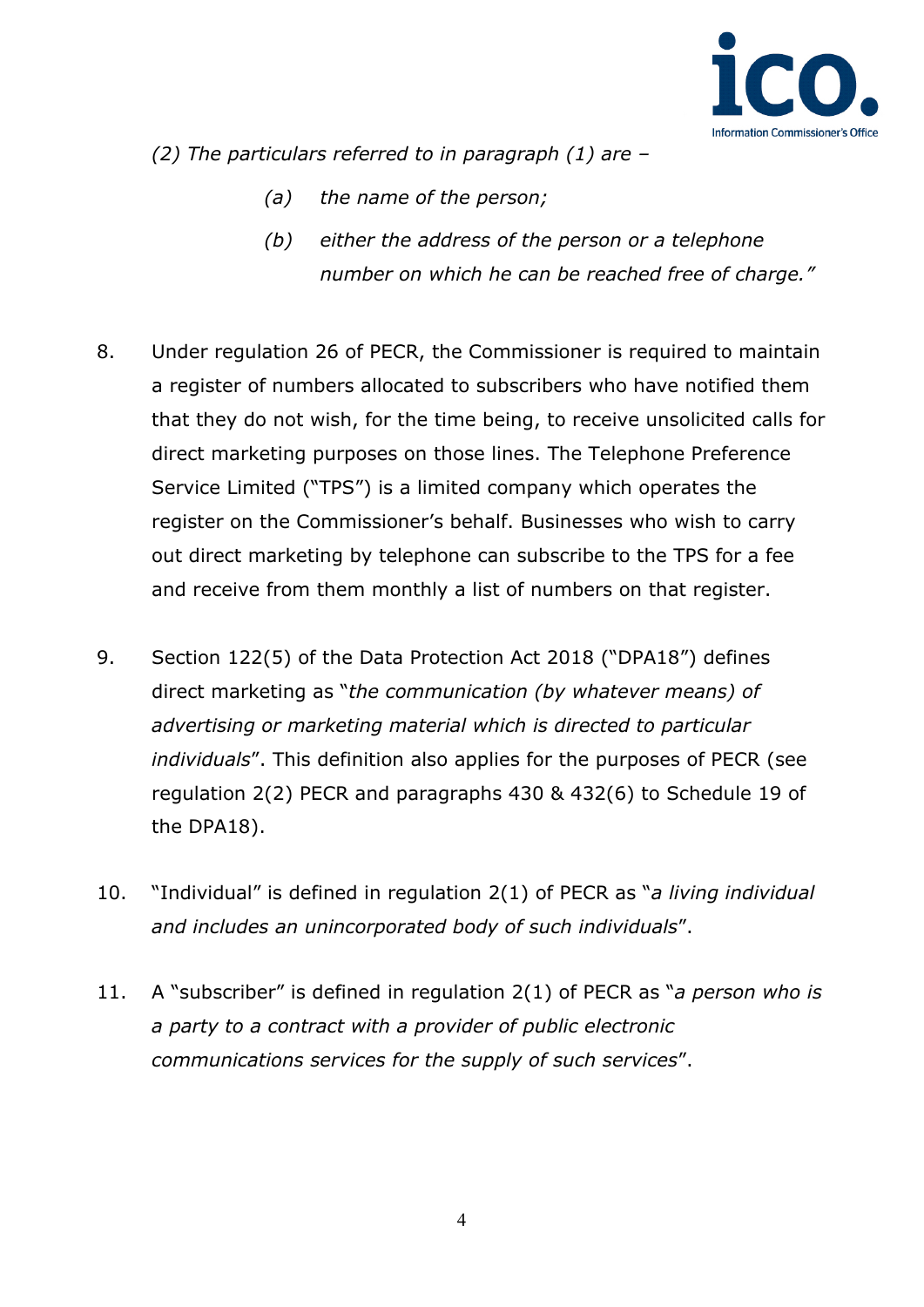*(2) The particulars referred to in paragraph (1) are –*

> *(a) the name of the person;*
>
> *(b) either the address of the person or a telephone number on which he can be reached free of charge."*

8. Under regulation 26 of PECR, the Commissioner is required to maintain a register of numbers allocated to subscribers who have notified them that they do not wish, for the time being, to receive unsolicited calls for direct marketing purposes on those lines. The Telephone Preference Service Limited ("TPS") is a limited company which operates the register on the Commissioner's behalf. Businesses who wish to carry out direct marketing by telephone can subscribe to the TPS for a fee and receive from them monthly a list of numbers on that register.

9. Section 122(5) of the Data Protection Act 2018 ("DPA18") defines direct marketing as "*the communication (by whatever means) of advertising or marketing material which is directed to particular individuals*". This definition also applies for the purposes of PECR (see regulation 2(2) PECR and paragraphs 430 & 432(6) to Schedule 19 of the DPA18).

10. "Individual" is defined in regulation 2(1) of PECR as "*a living individual and includes an unincorporated body of such individuals*".

11. A "subscriber" is defined in regulation 2(1) of PECR as "*a person who is a party to a contract with a provider of public electronic communications services for the supply of such services*".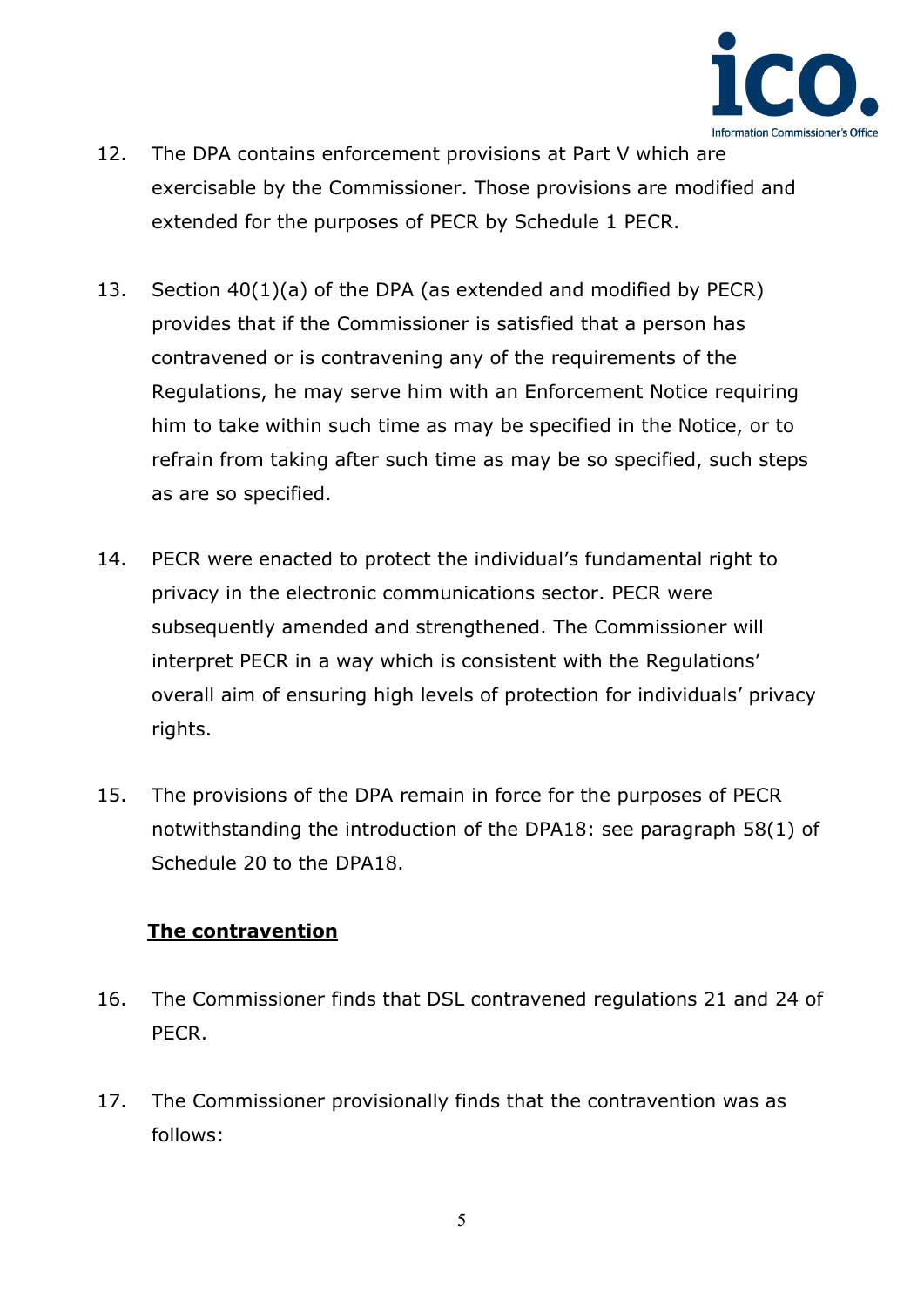12. The DPA contains enforcement provisions at Part V which are exercisable by the Commissioner. Those provisions are modified and extended for the purposes of PECR by Schedule 1 PECR.

13. Section 40(1)(a) of the DPA (as extended and modified by PECR) provides that if the Commissioner is satisfied that a person has contravened or is contravening any of the requirements of the Regulations, he may serve him with an Enforcement Notice requiring him to take within such time as may be specified in the Notice, or to refrain from taking after such time as may be so specified, such steps as are so specified.

14. PECR were enacted to protect the individual's fundamental right to privacy in the electronic communications sector. PECR were subsequently amended and strengthened. The Commissioner will interpret PECR in a way which is consistent with the Regulations' overall aim of ensuring high levels of protection for individuals' privacy rights.

15. The provisions of the DPA remain in force for the purposes of PECR notwithstanding the introduction of the DPA18: see paragraph 58(1) of Schedule 20 to the DPA18.

## <u>**The contravention**</u>

16. The Commissioner finds that DSL contravened regulations 21 and 24 of PECR.

17. The Commissioner provisionally finds that the contravention was as follows: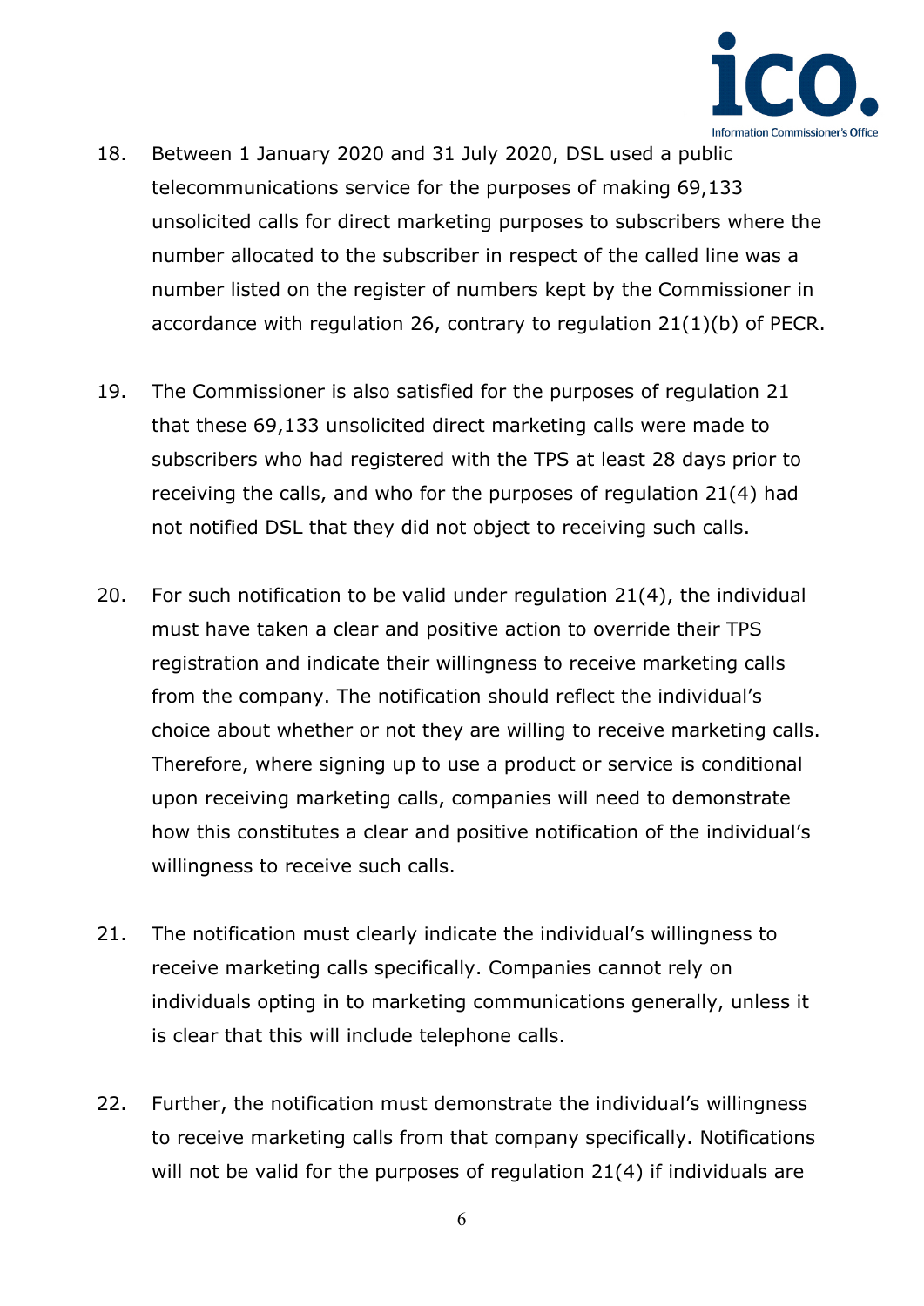18. Between 1 January 2020 and 31 July 2020, DSL used a public telecommunications service for the purposes of making 69,133 unsolicited calls for direct marketing purposes to subscribers where the number allocated to the subscriber in respect of the called line was a number listed on the register of numbers kept by the Commissioner in accordance with regulation 26, contrary to regulation 21(1)(b) of PECR.

19. The Commissioner is also satisfied for the purposes of regulation 21 that these 69,133 unsolicited direct marketing calls were made to subscribers who had registered with the TPS at least 28 days prior to receiving the calls, and who for the purposes of regulation 21(4) had not notified DSL that they did not object to receiving such calls.

20. For such notification to be valid under regulation 21(4), the individual must have taken a clear and positive action to override their TPS registration and indicate their willingness to receive marketing calls from the company. The notification should reflect the individual's choice about whether or not they are willing to receive marketing calls. Therefore, where signing up to use a product or service is conditional upon receiving marketing calls, companies will need to demonstrate how this constitutes a clear and positive notification of the individual's willingness to receive such calls.

21. The notification must clearly indicate the individual's willingness to receive marketing calls specifically. Companies cannot rely on individuals opting in to marketing communications generally, unless it is clear that this will include telephone calls.

22. Further, the notification must demonstrate the individual's willingness to receive marketing calls from that company specifically. Notifications will not be valid for the purposes of regulation 21(4) if individuals are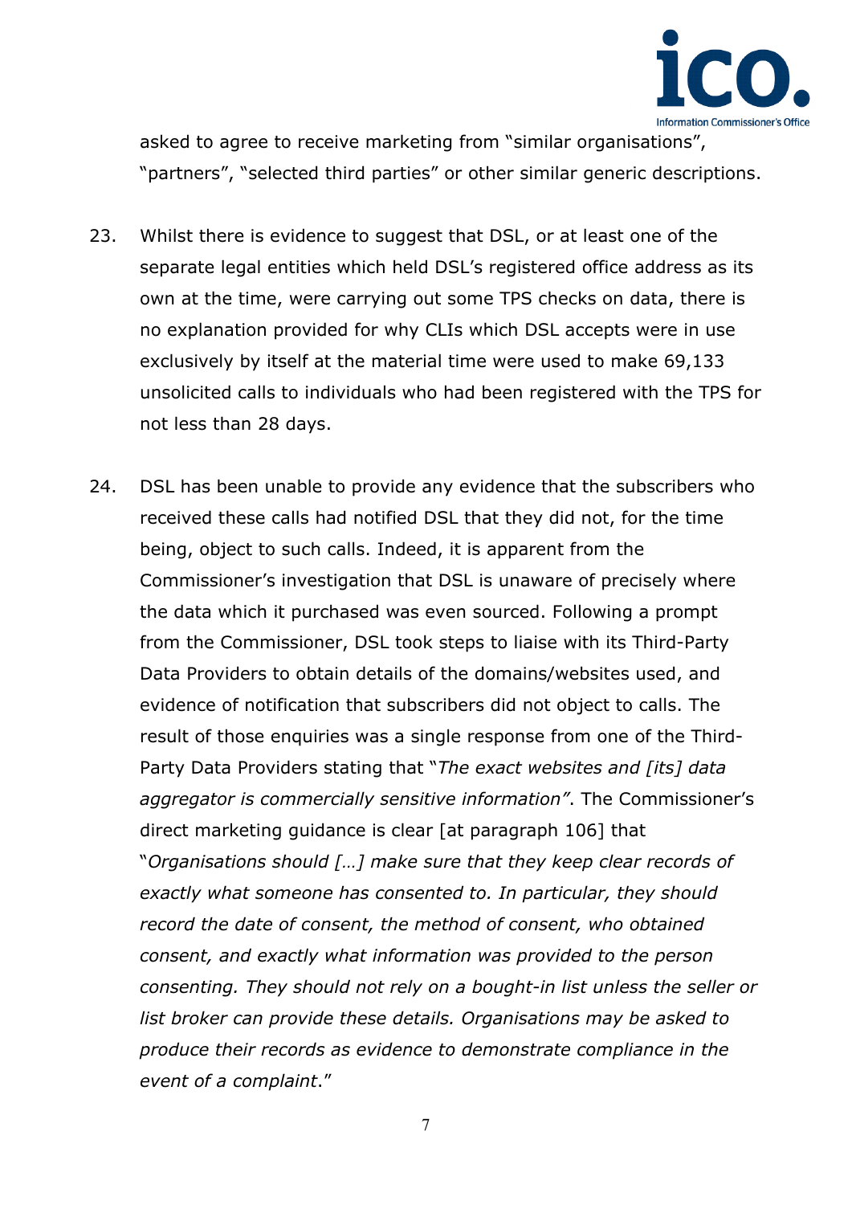asked to agree to receive marketing from "similar organisations", "partners", "selected third parties" or other similar generic descriptions.

23. Whilst there is evidence to suggest that DSL, or at least one of the separate legal entities which held DSL's registered office address as its own at the time, were carrying out some TPS checks on data, there is no explanation provided for why CLIs which DSL accepts were in use exclusively by itself at the material time were used to make 69,133 unsolicited calls to individuals who had been registered with the TPS for not less than 28 days.

24. DSL has been unable to provide any evidence that the subscribers who received these calls had notified DSL that they did not, for the time being, object to such calls. Indeed, it is apparent from the Commissioner's investigation that DSL is unaware of precisely where the data which it purchased was even sourced. Following a prompt from the Commissioner, DSL took steps to liaise with its Third-Party Data Providers to obtain details of the domains/websites used, and evidence of notification that subscribers did not object to calls. The result of those enquiries was a single response from one of the Third-Party Data Providers stating that "*The exact websites and [its] data aggregator is commercially sensitive information*". The Commissioner's direct marketing guidance is clear [at paragraph 106] that "*Organisations should […] make sure that they keep clear records of exactly what someone has consented to. In particular, they should record the date of consent, the method of consent, who obtained consent, and exactly what information was provided to the person consenting. They should not rely on a bought-in list unless the seller or list broker can provide these details. Organisations may be asked to produce their records as evidence to demonstrate compliance in the event of a complaint*."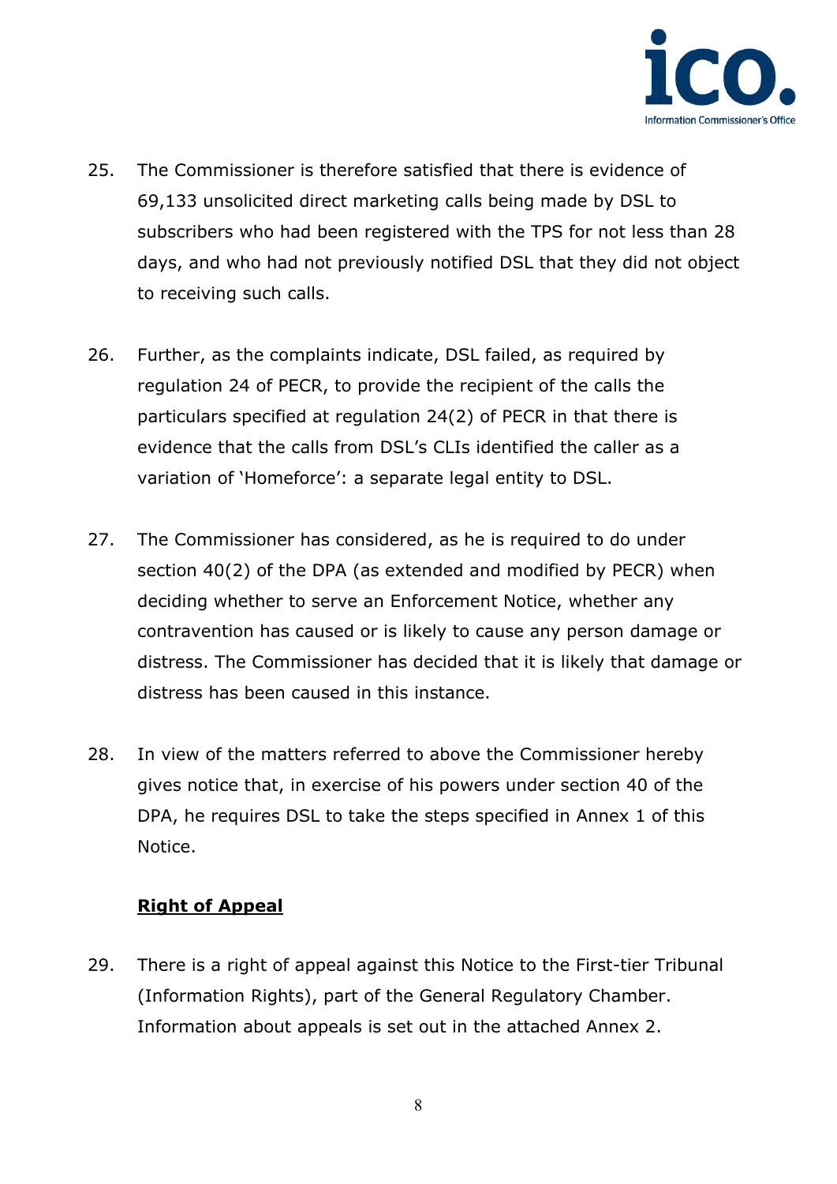25. The Commissioner is therefore satisfied that there is evidence of 69,133 unsolicited direct marketing calls being made by DSL to subscribers who had been registered with the TPS for not less than 28 days, and who had not previously notified DSL that they did not object to receiving such calls.

26. Further, as the complaints indicate, DSL failed, as required by regulation 24 of PECR, to provide the recipient of the calls the particulars specified at regulation 24(2) of PECR in that there is evidence that the calls from DSL's CLIs identified the caller as a variation of 'Homeforce': a separate legal entity to DSL.

27. The Commissioner has considered, as he is required to do under section 40(2) of the DPA (as extended and modified by PECR) when deciding whether to serve an Enforcement Notice, whether any contravention has caused or is likely to cause any person damage or distress. The Commissioner has decided that it is likely that damage or distress has been caused in this instance.

28. In view of the matters referred to above the Commissioner hereby gives notice that, in exercise of his powers under section 40 of the DPA, he requires DSL to take the steps specified in Annex 1 of this Notice.

**Right of Appeal**

29. There is a right of appeal against this Notice to the First-tier Tribunal (Information Rights), part of the General Regulatory Chamber. Information about appeals is set out in the attached Annex 2.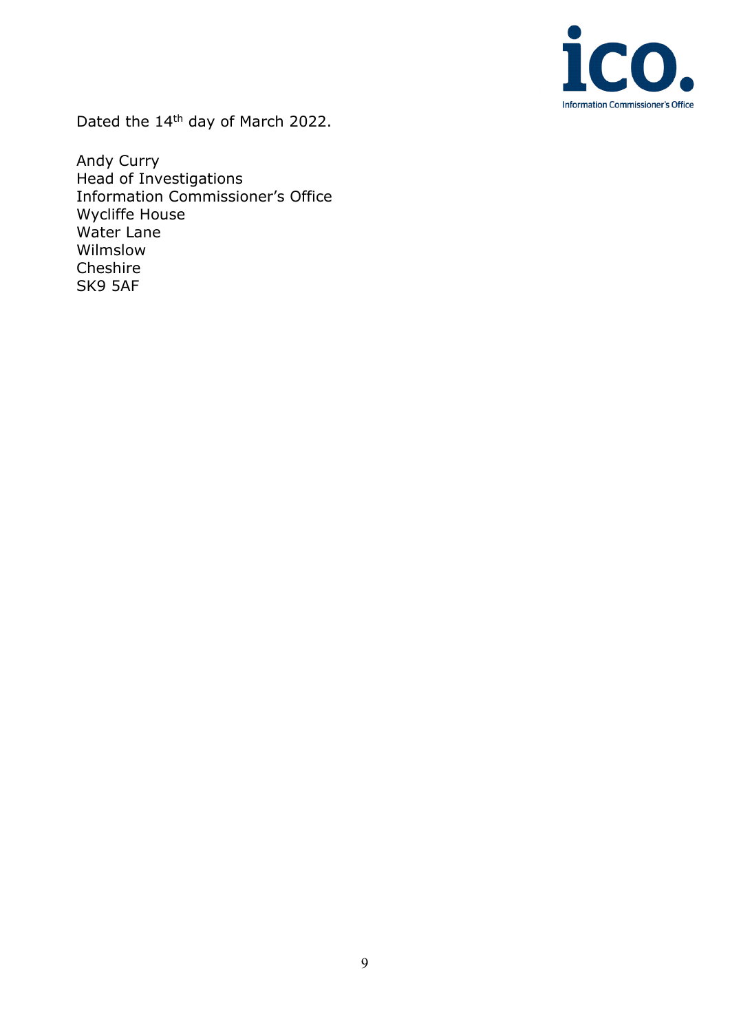Dated the 14th day of March 2022.

Andy Curry
Head of Investigations
Information Commissioner's Office
Wycliffe House
Water Lane
Wilmslow
Cheshire
SK9 5AF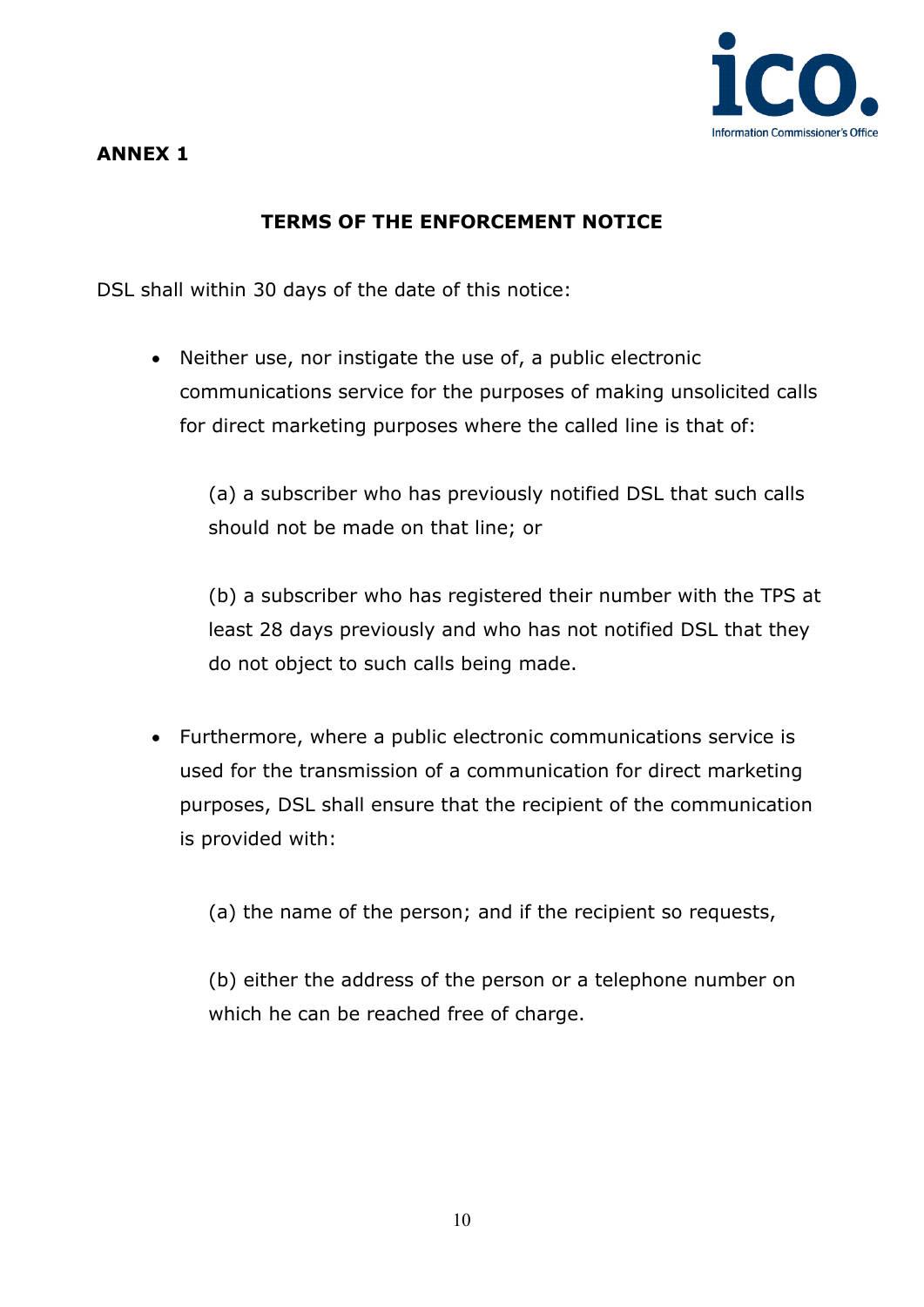**ANNEX 1**

**TERMS OF THE ENFORCEMENT NOTICE**

DSL shall within 30 days of the date of this notice:

- Neither use, nor instigate the use of, a public electronic communications service for the purposes of making unsolicited calls for direct marketing purposes where the called line is that of:

  (a) a subscriber who has previously notified DSL that such calls should not be made on that line; or

  (b) a subscriber who has registered their number with the TPS at least 28 days previously and who has not notified DSL that they do not object to such calls being made.

- Furthermore, where a public electronic communications service is used for the transmission of a communication for direct marketing purposes, DSL shall ensure that the recipient of the communication is provided with:

  (a) the name of the person; and if the recipient so requests,

  (b) either the address of the person or a telephone number on which he can be reached free of charge.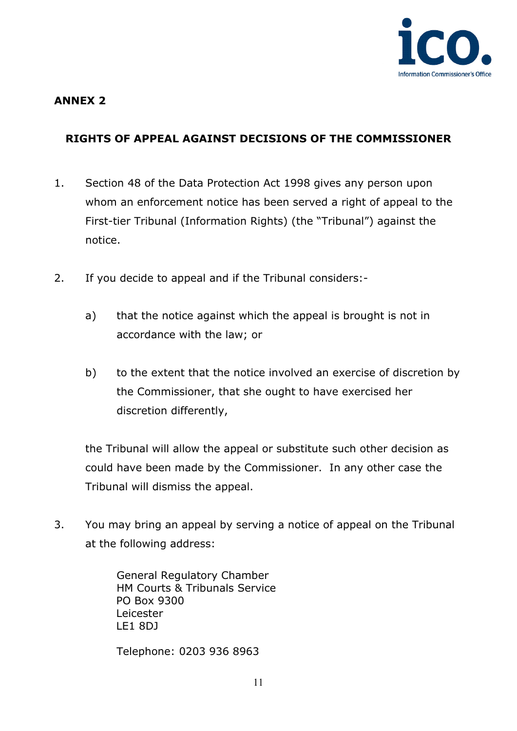## ANNEX 2

### RIGHTS OF APPEAL AGAINST DECISIONS OF THE COMMISSIONER

1. Section 48 of the Data Protection Act 1998 gives any person upon whom an enforcement notice has been served a right of appeal to the First-tier Tribunal (Information Rights) (the "Tribunal") against the notice.

2. If you decide to appeal and if the Tribunal considers:-

   a) that the notice against which the appeal is brought is not in accordance with the law; or

   b) to the extent that the notice involved an exercise of discretion by the Commissioner, that she ought to have exercised her discretion differently,

   the Tribunal will allow the appeal or substitute such other decision as could have been made by the Commissioner. In any other case the Tribunal will dismiss the appeal.

3. You may bring an appeal by serving a notice of appeal on the Tribunal at the following address:

   General Regulatory Chamber
   HM Courts & Tribunals Service
   PO Box 9300
   Leicester
   LE1 8DJ

   Telephone: 0203 936 8963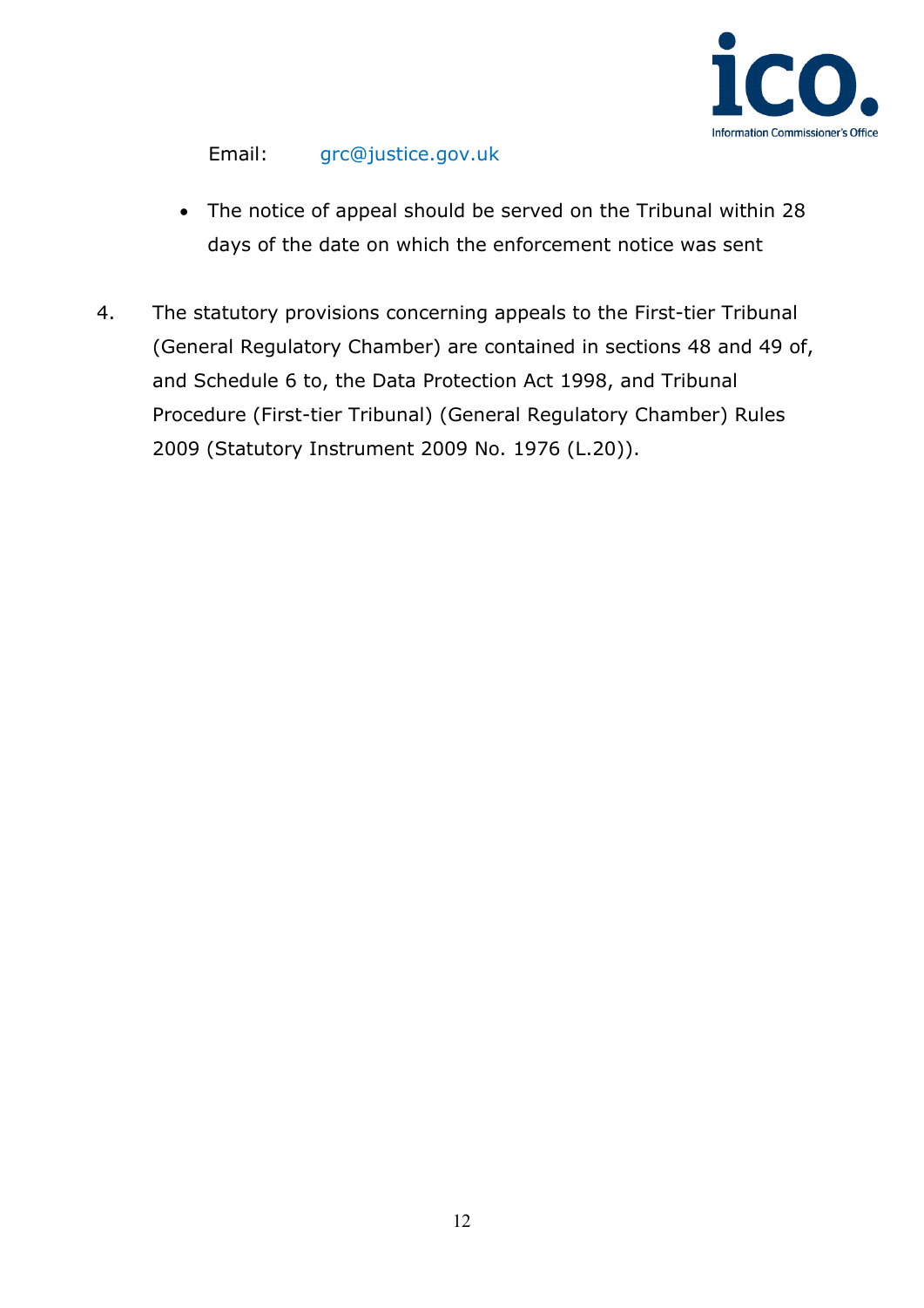Email: grc@justice.gov.uk

- The notice of appeal should be served on the Tribunal within 28 days of the date on which the enforcement notice was sent

4. The statutory provisions concerning appeals to the First-tier Tribunal (General Regulatory Chamber) are contained in sections 48 and 49 of, and Schedule 6 to, the Data Protection Act 1998, and Tribunal Procedure (First-tier Tribunal) (General Regulatory Chamber) Rules 2009 (Statutory Instrument 2009 No. 1976 (L.20)).